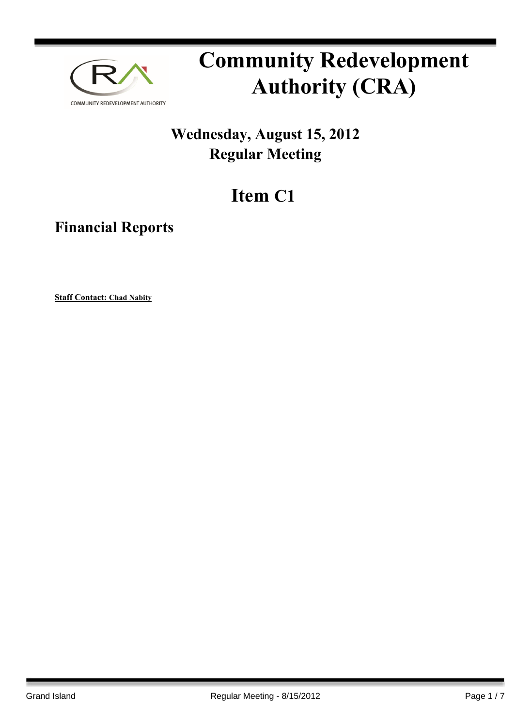# Community Redevelopment Authority (CRA)

## Wednesday, August 15, 2012
## Regular Meeting

# Item C1

## Financial Reports

**Staff Contact: Chad Nabity**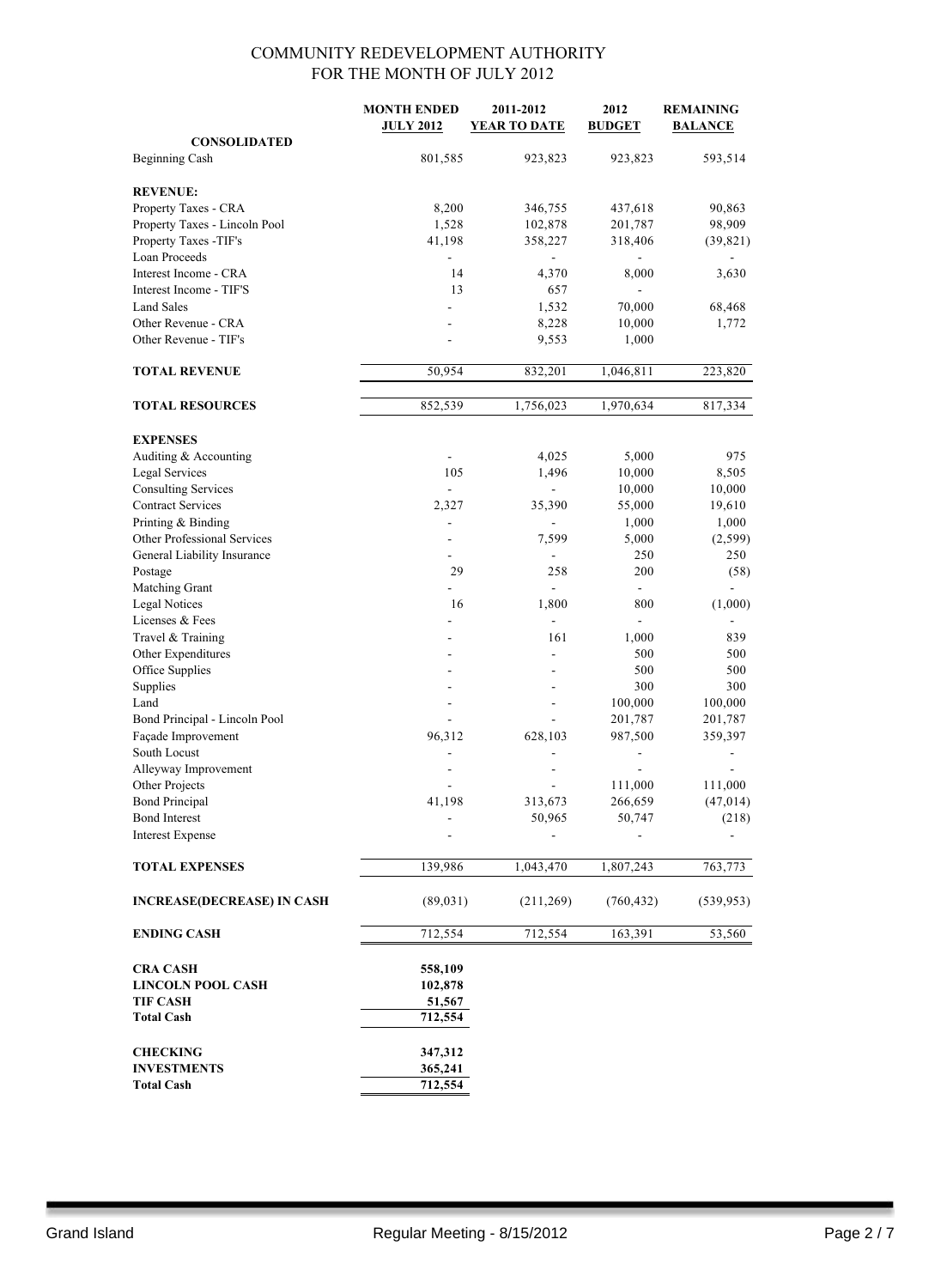# COMMUNITY REDEVELOPMENT AUTHORITY
## FOR THE MONTH OF JULY 2012

| | MONTH ENDED JULY 2012 | 2011-2012 YEAR TO DATE | 2012 BUDGET | REMAINING BALANCE |
|---|---|---|---|---|
| **CONSOLIDATED** | | | | |
| Beginning Cash | 801,585 | 923,823 | 923,823 | 593,514 |
| | | | | |
| **REVENUE:** | | | | |
| Property Taxes - CRA | 8,200 | 346,755 | 437,618 | 90,863 |
| Property Taxes - Lincoln Pool | 1,528 | 102,878 | 201,787 | 98,909 |
| Property Taxes -TIF's | 41,198 | 358,227 | 318,406 | (39,821) |
| Loan Proceeds | - | - | - | - |
| Interest Income - CRA | 14 | 4,370 | 8,000 | 3,630 |
| Interest Income - TIF'S | 13 | 657 | - | |
| Land Sales | - | 1,532 | 70,000 | 68,468 |
| Other Revenue - CRA | - | 8,228 | 10,000 | 1,772 |
| Other Revenue - TIF's | - | 9,553 | 1,000 | |
| | | | | |
| **TOTAL REVENUE** | 50,954 | 832,201 | 1,046,811 | 223,820 |
| | | | | |
| **TOTAL RESOURCES** | 852,539 | 1,756,023 | 1,970,634 | 817,334 |
| | | | | |
| **EXPENSES** | | | | |
| Auditing & Accounting | - | 4,025 | 5,000 | 975 |
| Legal Services | 105 | 1,496 | 10,000 | 8,505 |
| Consulting Services | - | - | 10,000 | 10,000 |
| Contract Services | 2,327 | 35,390 | 55,000 | 19,610 |
| Printing & Binding | - | - | 1,000 | 1,000 |
| Other Professional Services | - | 7,599 | 5,000 | (2,599) |
| General Liability Insurance | - | - | 250 | 250 |
| Postage | 29 | 258 | 200 | (58) |
| Matching Grant | - | - | - | - |
| Legal Notices | 16 | 1,800 | 800 | (1,000) |
| Licenses & Fees | - | - | - | - |
| Travel & Training | - | 161 | 1,000 | 839 |
| Other Expenditures | - | - | 500 | 500 |
| Office Supplies | - | - | 500 | 500 |
| Supplies | - | - | 300 | 300 |
| Land | - | - | 100,000 | 100,000 |
| Bond Principal - Lincoln Pool | - | - | 201,787 | 201,787 |
| Façade Improvement | 96,312 | 628,103 | 987,500 | 359,397 |
| South Locust | - | - | - | - |
| Alleyway Improvement | - | - | - | - |
| Other Projects | - | - | 111,000 | 111,000 |
| Bond Principal | 41,198 | 313,673 | 266,659 | (47,014) |
| Bond Interest | - | 50,965 | 50,747 | (218) |
| Interest Expense | - | - | - | - |
| | | | | |
| **TOTAL EXPENSES** | 139,986 | 1,043,470 | 1,807,243 | 763,773 |
| | | | | |
| **INCREASE(DECREASE) IN CASH** | (89,031) | (211,269) | (760,432) | (539,953) |
| | | | | |
| **ENDING CASH** | 712,554 | 712,554 | 163,391 | 53,560 |
| | | | | |
| **CRA CASH** | **558,109** | | | |
| **LINCOLN POOL CASH** | **102,878** | | | |
| **TIF CASH** | **51,567** | | | |
| **Total Cash** | **712,554** | | | |
| | | | | |
| **CHECKING** | **347,312** | | | |
| **INVESTMENTS** | **365,241** | | | |
| **Total Cash** | **712,554** | | | |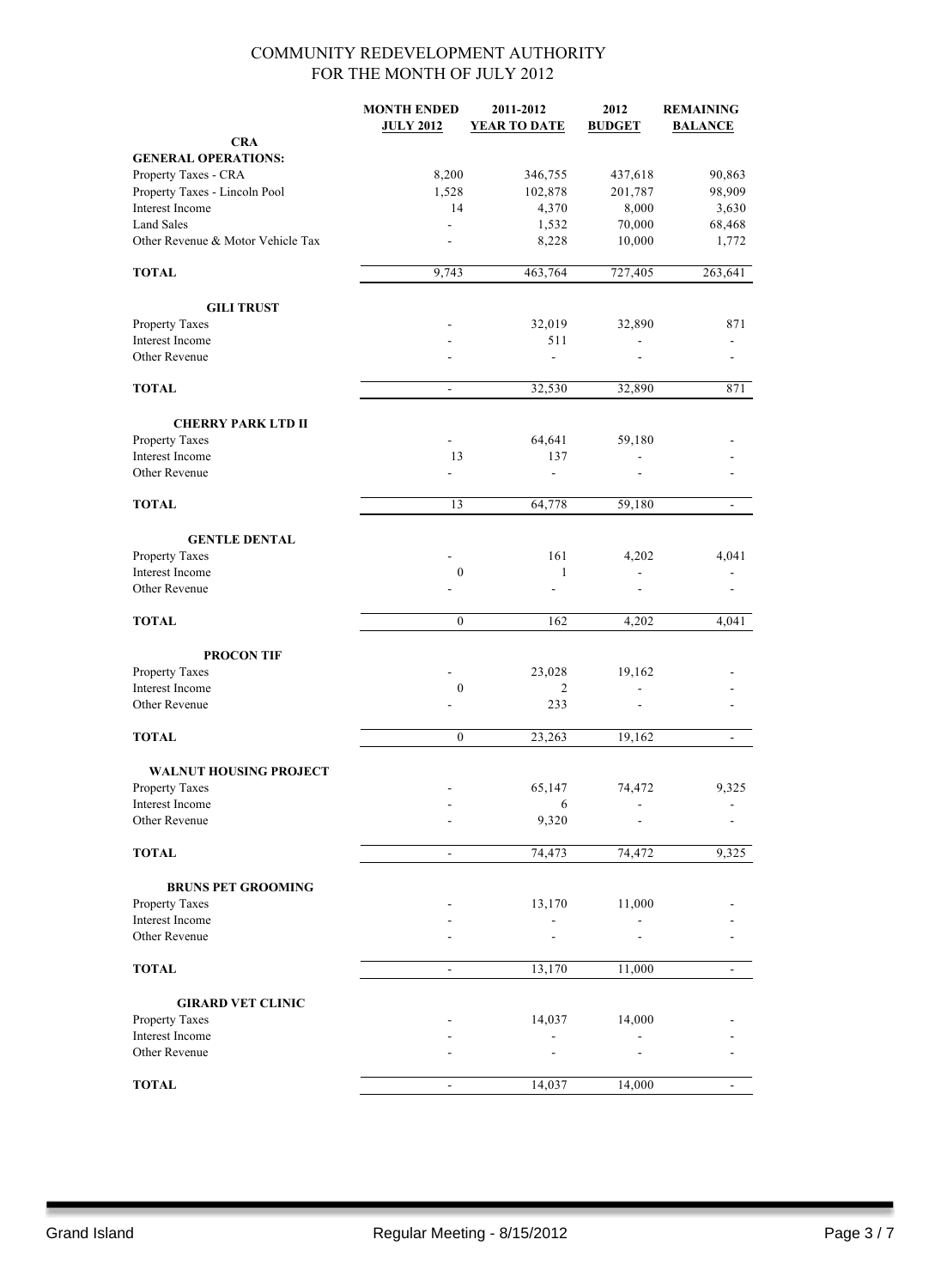# COMMUNITY REDEVELOPMENT AUTHORITY
## FOR THE MONTH OF JULY 2012

| | MONTH ENDED JULY 2012 | 2011-2012 YEAR TO DATE | 2012 BUDGET | REMAINING BALANCE |
|---|---|---|---|---|
| **CRA** | | | | |
| **GENERAL OPERATIONS:** | | | | |
| Property Taxes - CRA | 8,200 | 346,755 | 437,618 | 90,863 |
| Property Taxes - Lincoln Pool | 1,528 | 102,878 | 201,787 | 98,909 |
| Interest Income | 14 | 4,370 | 8,000 | 3,630 |
| Land Sales | - | 1,532 | 70,000 | 68,468 |
| Other Revenue & Motor Vehicle Tax | - | 8,228 | 10,000 | 1,772 |
| **TOTAL** | 9,743 | 463,764 | 727,405 | 263,641 |
| **GILI TRUST** | | | | |
| Property Taxes | - | 32,019 | 32,890 | 871 |
| Interest Income | - | 511 | - | - |
| Other Revenue | - | - | - | - |
| **TOTAL** | - | 32,530 | 32,890 | 871 |
| **CHERRY PARK LTD II** | | | | |
| Property Taxes | - | 64,641 | 59,180 | - |
| Interest Income | 13 | 137 | - | - |
| Other Revenue | - | - | - | - |
| **TOTAL** | 13 | 64,778 | 59,180 | - |
| **GENTLE DENTAL** | | | | |
| Property Taxes | - | 161 | 4,202 | 4,041 |
| Interest Income | 0 | 1 | - | - |
| Other Revenue | - | - | - | - |
| **TOTAL** | 0 | 162 | 4,202 | 4,041 |
| **PROCON TIF** | | | | |
| Property Taxes | - | 23,028 | 19,162 | - |
| Interest Income | 0 | 2 | - | - |
| Other Revenue | - | 233 | - | - |
| **TOTAL** | 0 | 23,263 | 19,162 | - |
| **WALNUT HOUSING PROJECT** | | | | |
| Property Taxes | - | 65,147 | 74,472 | 9,325 |
| Interest Income | - | 6 | - | - |
| Other Revenue | - | 9,320 | - | - |
| **TOTAL** | - | 74,473 | 74,472 | 9,325 |
| **BRUNS PET GROOMING** | | | | |
| Property Taxes | - | 13,170 | 11,000 | - |
| Interest Income | - | - | - | - |
| Other Revenue | - | - | - | - |
| **TOTAL** | - | 13,170 | 11,000 | - |
| **GIRARD VET CLINIC** | | | | |
| Property Taxes | - | 14,037 | 14,000 | - |
| Interest Income | - | - | - | - |
| Other Revenue | - | - | - | - |
| **TOTAL** | - | 14,037 | 14,000 | - |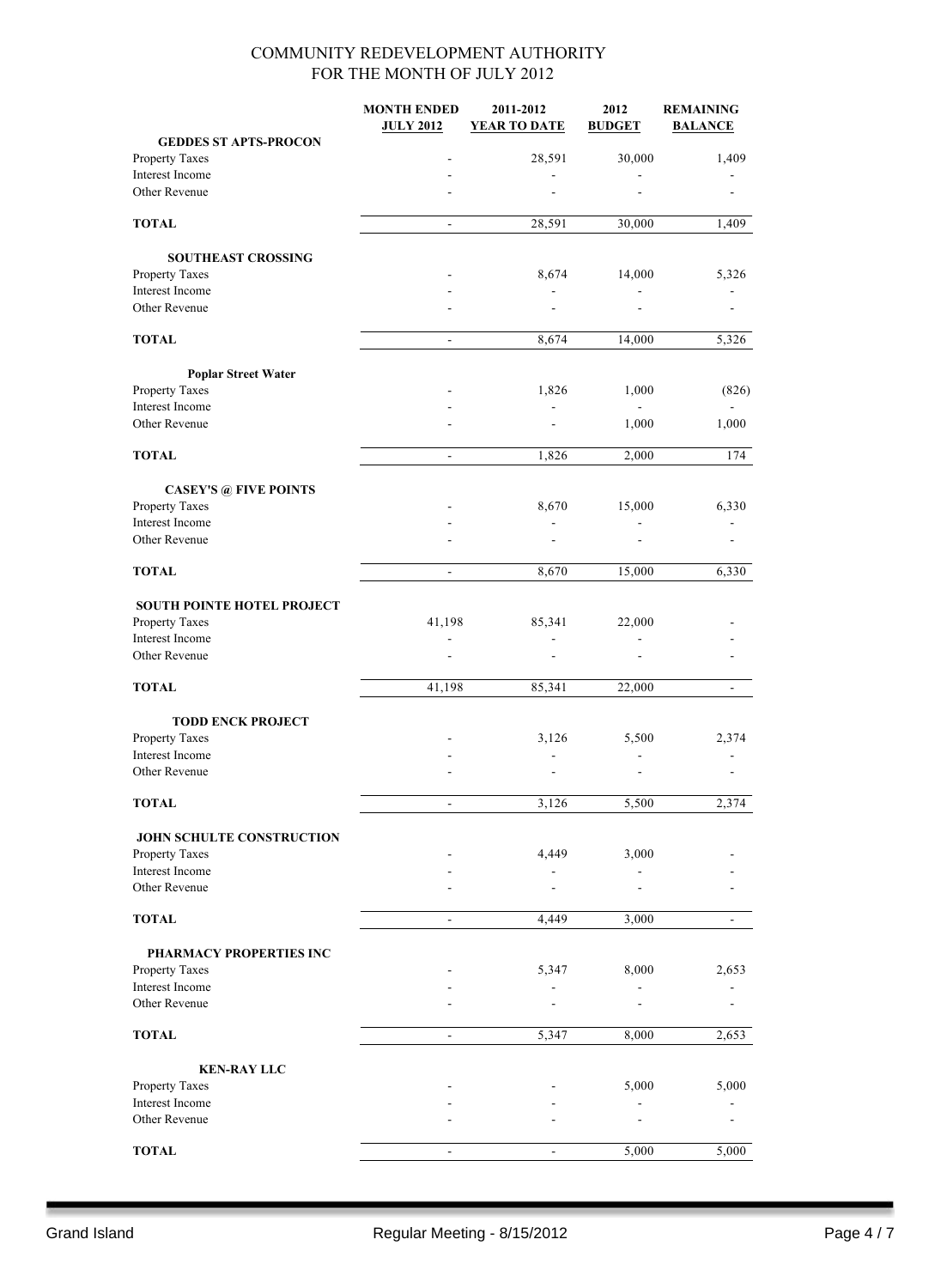# COMMUNITY REDEVELOPMENT AUTHORITY
## FOR THE MONTH OF JULY 2012

| | MONTH ENDED JULY 2012 | 2011-2012 YEAR TO DATE | 2012 BUDGET | REMAINING BALANCE |
|---|---|---|---|---|
| **GEDDES ST APTS-PROCON** | | | | |
| Property Taxes | - | 28,591 | 30,000 | 1,409 |
| Interest Income | - | - | - | - |
| Other Revenue | - | - | - | - |
| **TOTAL** | - | 28,591 | 30,000 | 1,409 |
| **SOUTHEAST CROSSING** | | | | |
| Property Taxes | - | 8,674 | 14,000 | 5,326 |
| Interest Income | - | - | - | - |
| Other Revenue | - | - | - | - |
| **TOTAL** | - | 8,674 | 14,000 | 5,326 |
| **Poplar Street Water** | | | | |
| Property Taxes | - | 1,826 | 1,000 | (826) |
| Interest Income | - | - | - | - |
| Other Revenue | - | - | 1,000 | 1,000 |
| **TOTAL** | - | 1,826 | 2,000 | 174 |
| **CASEY'S @ FIVE POINTS** | | | | |
| Property Taxes | - | 8,670 | 15,000 | 6,330 |
| Interest Income | - | - | - | - |
| Other Revenue | - | - | - | - |
| **TOTAL** | - | 8,670 | 15,000 | 6,330 |
| **SOUTH POINTE HOTEL PROJECT** | | | | |
| Property Taxes | 41,198 | 85,341 | 22,000 | - |
| Interest Income | - | - | - | - |
| Other Revenue | - | - | - | - |
| **TOTAL** | 41,198 | 85,341 | 22,000 | - |
| **TODD ENCK PROJECT** | | | | |
| Property Taxes | - | 3,126 | 5,500 | 2,374 |
| Interest Income | - | - | - | - |
| Other Revenue | - | - | - | - |
| **TOTAL** | - | 3,126 | 5,500 | 2,374 |
| **JOHN SCHULTE CONSTRUCTION** | | | | |
| Property Taxes | - | 4,449 | 3,000 | - |
| Interest Income | - | - | - | - |
| Other Revenue | - | - | - | - |
| **TOTAL** | - | 4,449 | 3,000 | - |
| **PHARMACY PROPERTIES INC** | | | | |
| Property Taxes | - | 5,347 | 8,000 | 2,653 |
| Interest Income | - | - | - | - |
| Other Revenue | - | - | - | - |
| **TOTAL** | - | 5,347 | 8,000 | 2,653 |
| **KEN-RAY LLC** | | | | |
| Property Taxes | - | - | 5,000 | 5,000 |
| Interest Income | - | - | - | - |
| Other Revenue | - | - | - | - |
| **TOTAL** | - | - | 5,000 | 5,000 |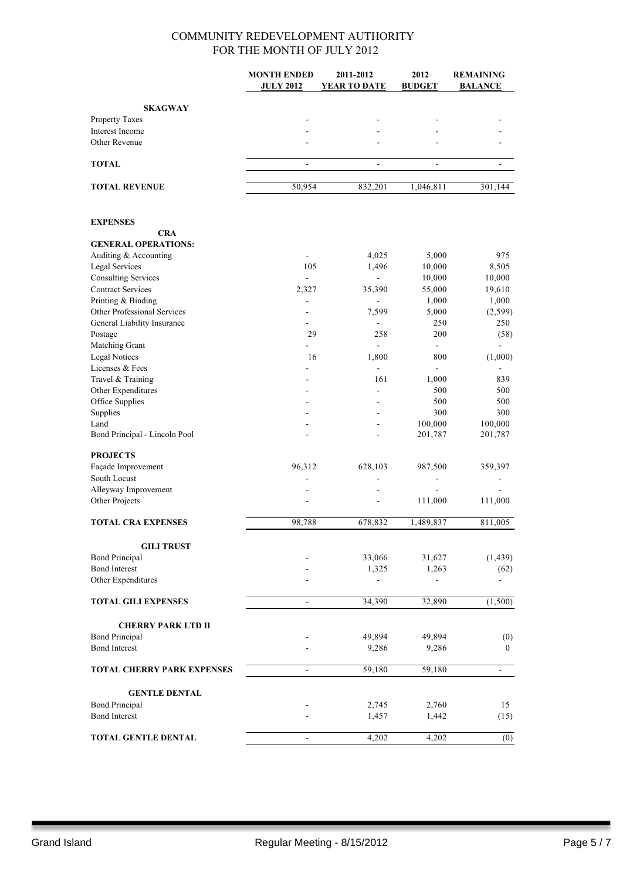# COMMUNITY REDEVELOPMENT AUTHORITY
## FOR THE MONTH OF JULY 2012

| | MONTH ENDED JULY 2012 | 2011-2012 YEAR TO DATE | 2012 BUDGET | REMAINING BALANCE |
|---|---|---|---|---|
| **SKAGWAY** | | | | |
| Property Taxes | - | - | - | - |
| Interest Income | - | - | - | - |
| Other Revenue | - | - | - | - |
| **TOTAL** | - | - | - | - |
| **TOTAL REVENUE** | 50,954 | 832,201 | 1,046,811 | 301,144 |
| **EXPENSES** | | | | |
| **CRA** | | | | |
| **GENERAL OPERATIONS:** | | | | |
| Auditing & Accounting | - | 4,025 | 5,000 | 975 |
| Legal Services | 105 | 1,496 | 10,000 | 8,505 |
| Consulting Services | - | - | 10,000 | 10,000 |
| Contract Services | 2,327 | 35,390 | 55,000 | 19,610 |
| Printing & Binding | - | - | 1,000 | 1,000 |
| Other Professional Services | - | 7,599 | 5,000 | (2,599) |
| General Liability Insurance | - | - | 250 | 250 |
| Postage | 29 | 258 | 200 | (58) |
| Matching Grant | - | - | - | - |
| Legal Notices | 16 | 1,800 | 800 | (1,000) |
| Licenses & Fees | - | - | - | - |
| Travel & Training | - | 161 | 1,000 | 839 |
| Other Expenditures | - | - | 500 | 500 |
| Office Supplies | - | - | 500 | 500 |
| Supplies | - | - | 300 | 300 |
| Land | - | - | 100,000 | 100,000 |
| Bond Principal - Lincoln Pool | - | - | 201,787 | 201,787 |
| **PROJECTS** | | | | |
| Façade Improvement | 96,312 | 628,103 | 987,500 | 359,397 |
| South Locust | - | - | - | - |
| Alleyway Improvement | - | - | - | - |
| Other Projects | - | - | 111,000 | 111,000 |
| **TOTAL CRA EXPENSES** | 98,788 | 678,832 | 1,489,837 | 811,005 |
| **GILI TRUST** | | | | |
| Bond Principal | - | 33,066 | 31,627 | (1,439) |
| Bond Interest | - | 1,325 | 1,263 | (62) |
| Other Expenditures | - | - | - | - |
| **TOTAL GILI EXPENSES** | - | 34,390 | 32,890 | (1,500) |
| **CHERRY PARK LTD II** | | | | |
| Bond Principal | - | 49,894 | 49,894 | (0) |
| Bond Interest | - | 9,286 | 9,286 | 0 |
| **TOTAL CHERRY PARK EXPENSES** | - | 59,180 | 59,180 | - |
| **GENTLE DENTAL** | | | | |
| Bond Principal | - | 2,745 | 2,760 | 15 |
| Bond Interest | - | 1,457 | 1,442 | (15) |
| **TOTAL GENTLE DENTAL** | - | 4,202 | 4,202 | (0) |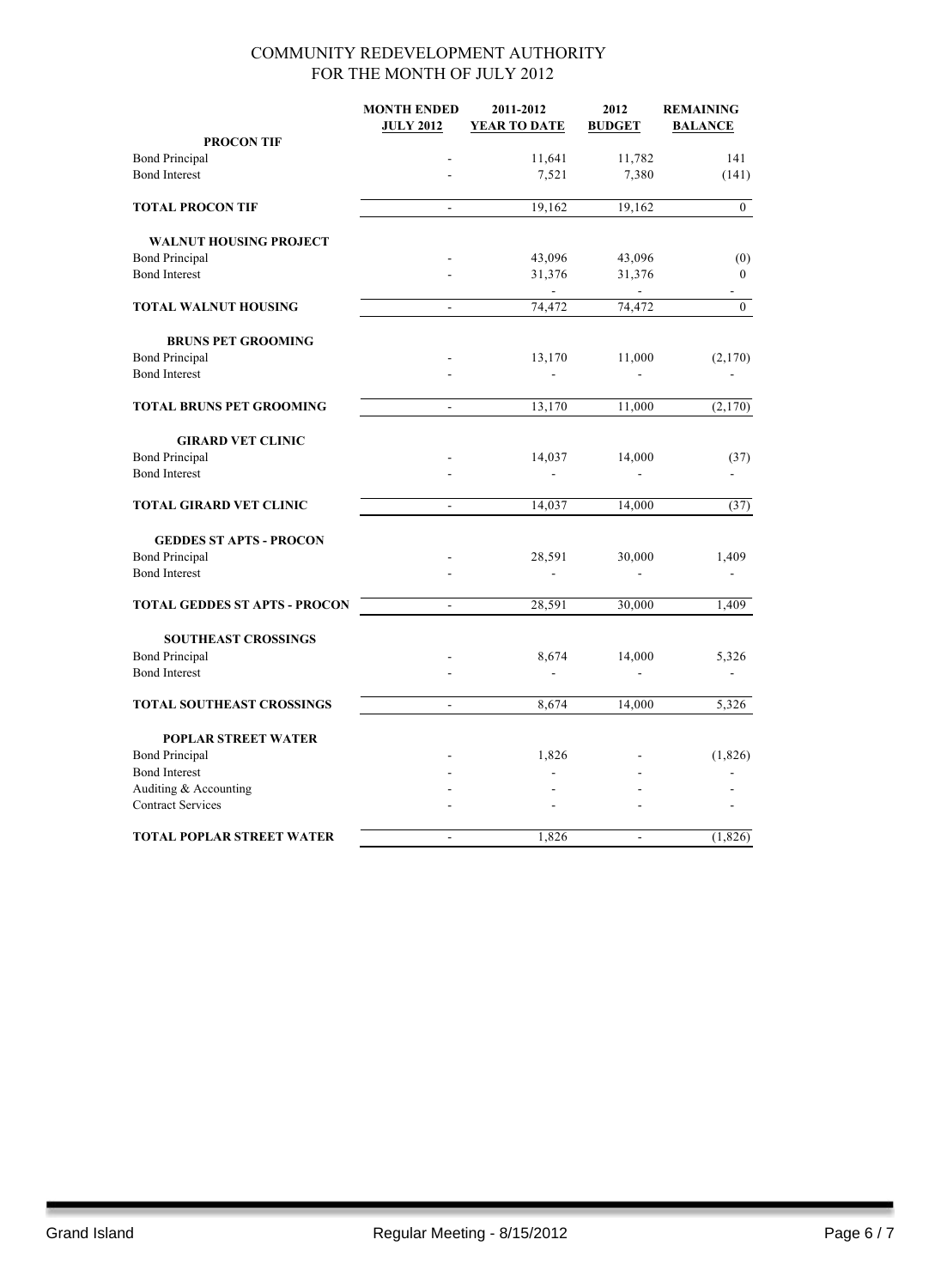# COMMUNITY REDEVELOPMENT AUTHORITY
## FOR THE MONTH OF JULY 2012

| | MONTH ENDED JULY 2012 | 2011-2012 YEAR TO DATE | 2012 BUDGET | REMAINING BALANCE |
|---|---|---|---|---|
| **PROCON TIF** | | | | |
| Bond Principal | - | 11,641 | 11,782 | 141 |
| Bond Interest | - | 7,521 | 7,380 | (141) |
| **TOTAL PROCON TIF** | - | 19,162 | 19,162 | 0 |
| **WALNUT HOUSING PROJECT** | | | | |
| Bond Principal | - | 43,096 | 43,096 | (0) |
| Bond Interest | - | 31,376 | 31,376 | 0 |
| | | - | - | - |
| **TOTAL WALNUT HOUSING** | - | 74,472 | 74,472 | 0 |
| **BRUNS PET GROOMING** | | | | |
| Bond Principal | - | 13,170 | 11,000 | (2,170) |
| Bond Interest | - | - | - | - |
| **TOTAL BRUNS PET GROOMING** | - | 13,170 | 11,000 | (2,170) |
| **GIRARD VET CLINIC** | | | | |
| Bond Principal | - | 14,037 | 14,000 | (37) |
| Bond Interest | - | - | - | - |
| **TOTAL GIRARD VET CLINIC** | - | 14,037 | 14,000 | (37) |
| **GEDDES ST APTS - PROCON** | | | | |
| Bond Principal | - | 28,591 | 30,000 | 1,409 |
| Bond Interest | - | - | - | - |
| **TOTAL GEDDES ST APTS - PROCON** | - | 28,591 | 30,000 | 1,409 |
| **SOUTHEAST CROSSINGS** | | | | |
| Bond Principal | - | 8,674 | 14,000 | 5,326 |
| Bond Interest | - | - | - | - |
| **TOTAL SOUTHEAST CROSSINGS** | - | 8,674 | 14,000 | 5,326 |
| **POPLAR STREET WATER** | | | | |
| Bond Principal | - | 1,826 | - | (1,826) |
| Bond Interest | - | - | - | - |
| Auditing & Accounting | - | - | - | - |
| Contract Services | - | - | - | - |
| **TOTAL POPLAR STREET WATER** | - | 1,826 | - | (1,826) |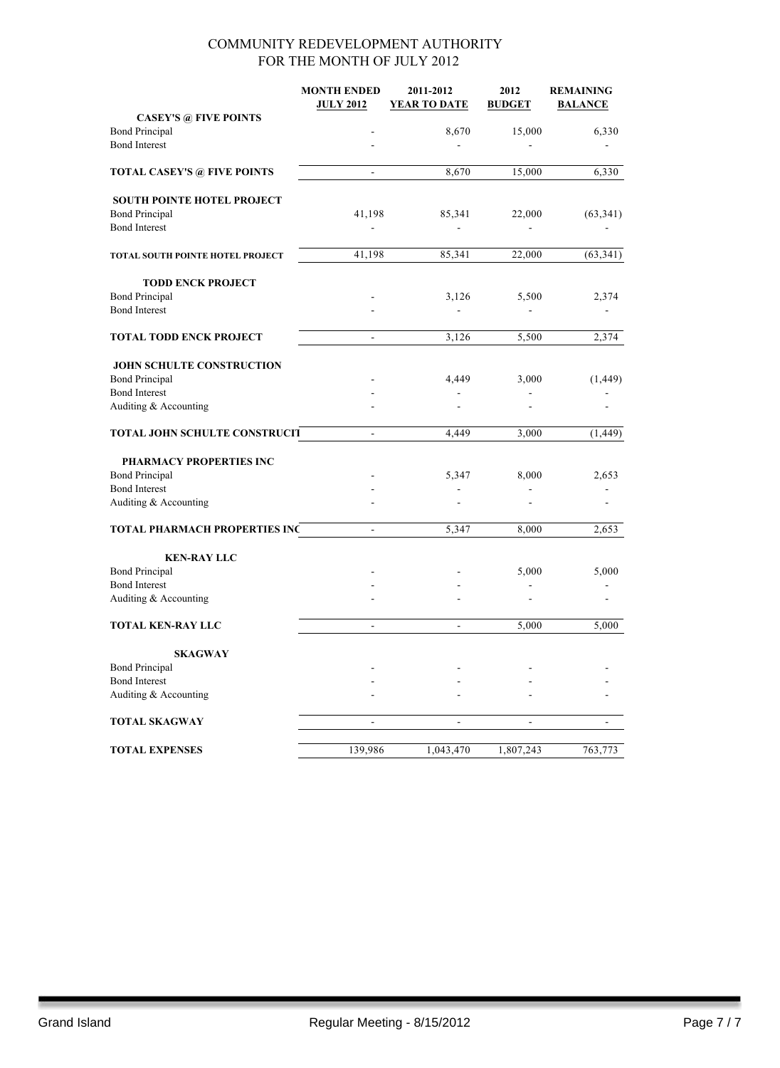# COMMUNITY REDEVELOPMENT AUTHORITY
## FOR THE MONTH OF JULY 2012

| | MONTH ENDED JULY 2012 | 2011-2012 YEAR TO DATE | 2012 BUDGET | REMAINING BALANCE |
|---|---|---|---|---|
| **CASEY'S @ FIVE POINTS** | | | | |
| Bond Principal | - | 8,670 | 15,000 | 6,330 |
| Bond Interest | - | - | - | - |
| **TOTAL CASEY'S @ FIVE POINTS** | - | 8,670 | 15,000 | 6,330 |
| **SOUTH POINTE HOTEL PROJECT** | | | | |
| Bond Principal | 41,198 | 85,341 | 22,000 | (63,341) |
| Bond Interest | - | - | - | - |
| **TOTAL SOUTH POINTE HOTEL PROJECT** | 41,198 | 85,341 | 22,000 | (63,341) |
| **TODD ENCK PROJECT** | | | | |
| Bond Principal | - | 3,126 | 5,500 | 2,374 |
| Bond Interest | - | - | - | - |
| **TOTAL TODD ENCK PROJECT** | - | 3,126 | 5,500 | 2,374 |
| **JOHN SCHULTE CONSTRUCTION** | | | | |
| Bond Principal | - | 4,449 | 3,000 | (1,449) |
| Bond Interest | - | - | - | - |
| Auditing & Accounting | - | - | - | - |
| **TOTAL JOHN SCHULTE CONSTRUCTI** | - | 4,449 | 3,000 | (1,449) |
| **PHARMACY PROPERTIES INC** | | | | |
| Bond Principal | - | 5,347 | 8,000 | 2,653 |
| Bond Interest | - | - | - | - |
| Auditing & Accounting | - | - | - | - |
| **TOTAL PHARMACH PROPERTIES INC** | - | 5,347 | 8,000 | 2,653 |
| **KEN-RAY LLC** | | | | |
| Bond Principal | - | - | 5,000 | 5,000 |
| Bond Interest | - | - | - | - |
| Auditing & Accounting | - | - | - | - |
| **TOTAL KEN-RAY LLC** | - | - | 5,000 | 5,000 |
| **SKAGWAY** | | | | |
| Bond Principal | - | - | - | - |
| Bond Interest | - | - | - | - |
| Auditing & Accounting | - | - | - | - |
| **TOTAL SKAGWAY** | - | - | - | - |
| **TOTAL EXPENSES** | 139,986 | 1,043,470 | 1,807,243 | 763,773 |